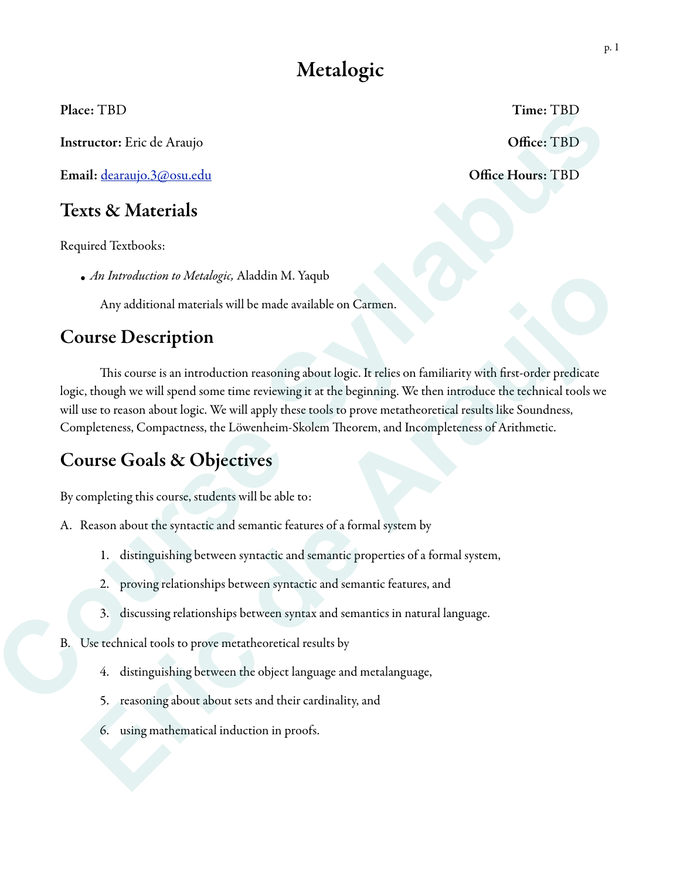# Metalogic

**Place:** TBD **Time:** TBD

**Instructor:** Eric de Araujo **Office:** TBD

**Email:** dearaujo.3@osu.edu **Office Hours:** TBD

## Texts & Materials

Required Textbooks:

- *An Introduction to Metalogic,* Aladdin M. Yaqub

Any additional materials will be made available on Carmen.

## Course Description

This course is an introduction reasoning about logic. It relies on familiarity with first-order predicate logic, though we will spend some time reviewing it at the beginning. We then introduce the technical tools we will use to reason about logic. We will apply these tools to prove metatheoretical results like Soundness, Completeness, Compactness, the Löwenheim-Skolem Theorem, and Incompleteness of Arithmetic.

## Course Goals & Objectives

By completing this course, students will be able to:

A. Reason about the syntactic and semantic features of a formal system by

1. distinguishing between syntactic and semantic properties of a formal system,
2. proving relationships between syntactic and semantic features, and
3. discussing relationships between syntax and semantics in natural language.

B. Use technical tools to prove metatheoretical results by

4. distinguishing between the object language and metalanguage,
5. reasoning about about sets and their cardinality, and
6. using mathematical induction in proofs.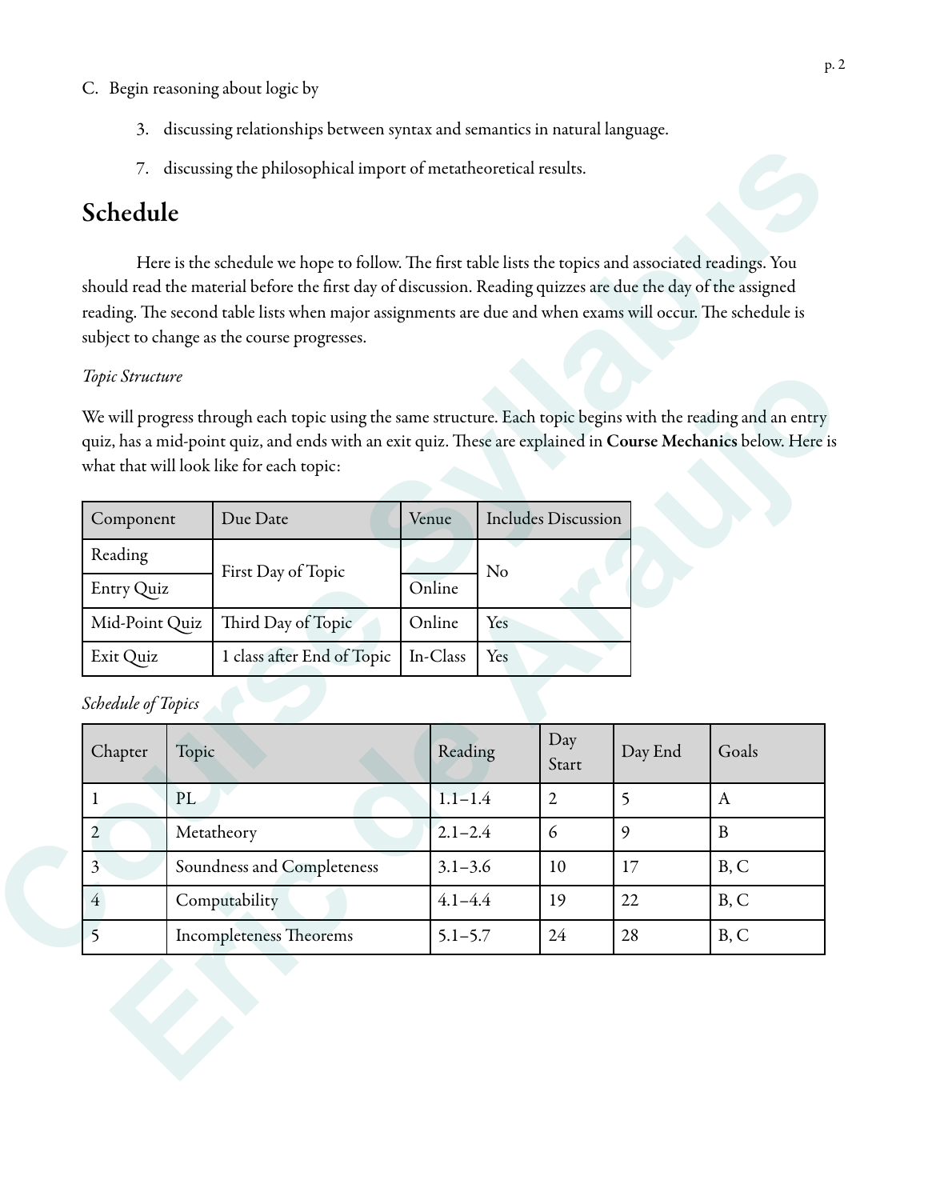C. Begin reasoning about logic by

3. discussing relationships between syntax and semantics in natural language.

7. discussing the philosophical import of metatheoretical results.

## Schedule

Here is the schedule we hope to follow. The first table lists the topics and associated readings. You should read the material before the first day of discussion. Reading quizzes are due the day of the assigned reading. The second table lists when major assignments are due and when exams will occur. The schedule is subject to change as the course progresses.

*Topic Structure*

We will progress through each topic using the same structure. Each topic begins with the reading and an entry quiz, has a mid-point quiz, and ends with an exit quiz. These are explained in **Course Mechanics** below. Here is what that will look like for each topic:

| Component | Due Date | Venue | Includes Discussion |
|---|---|---|---|
| Reading | First Day of Topic | | No |
| Entry Quiz | | Online | |
| Mid-Point Quiz | Third Day of Topic | Online | Yes |
| Exit Quiz | 1 class after End of Topic | In-Class | Yes |

*Schedule of Topics*

| Chapter | Topic | Reading | Day Start | Day End | Goals |
|---|---|---|---|---|---|
| 1 | PL | 1.1–1.4 | 2 | 5 | A |
| 2 | Metatheory | 2.1–2.4 | 6 | 9 | B |
| 3 | Soundness and Completeness | 3.1–3.6 | 10 | 17 | B, C |
| 4 | Computability | 4.1–4.4 | 19 | 22 | B, C |
| 5 | Incompleteness Theorems | 5.1–5.7 | 24 | 28 | B, C |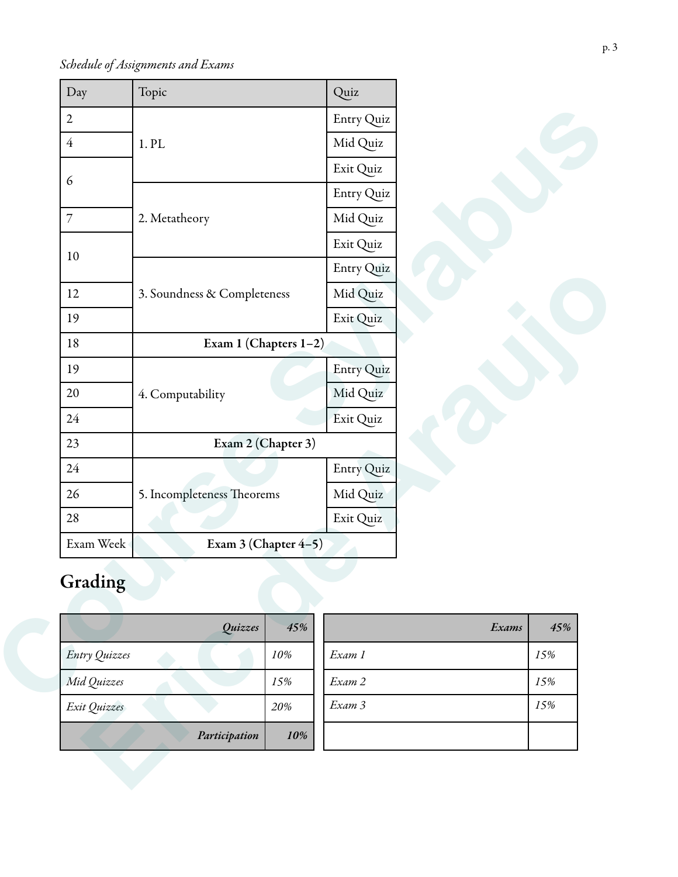*Schedule of Assignments and Exams*

| Day | Topic | Quiz |
|---|---|---|
| 2 | 1. PL | Entry Quiz |
| 4 | | Mid Quiz |
| 6 | | Exit Quiz |
| | 2. Metatheory | Entry Quiz |
| 7 | | Mid Quiz |
| 10 | | Exit Quiz |
| | 3. Soundness & Completeness | Entry Quiz |
| 12 | | Mid Quiz |
| 19 | | Exit Quiz |
| 18 | **Exam 1 (Chapters 1–2)** | |
| 19 | 4. Computability | Entry Quiz |
| 20 | | Mid Quiz |
| 24 | | Exit Quiz |
| 23 | **Exam 2 (Chapter 3)** | |
| 24 | 5. Incompleteness Theorems | Entry Quiz |
| 26 | | Mid Quiz |
| 28 | | Exit Quiz |
| Exam Week | **Exam 3 (Chapter 4–5)** | |

## Grading

| *Quizzes* | *45%* |
|---|---|
| *Entry Quizzes* | *10%* |
| *Mid Quizzes* | *15%* |
| *Exit Quizzes* | *20%* |
| ***Participation*** | ***10%*** |

| *Exams* | *45%* |
|---|---|
| *Exam 1* | *15%* |
| *Exam 2* | *15%* |
| *Exam 3* | *15%* |
| | |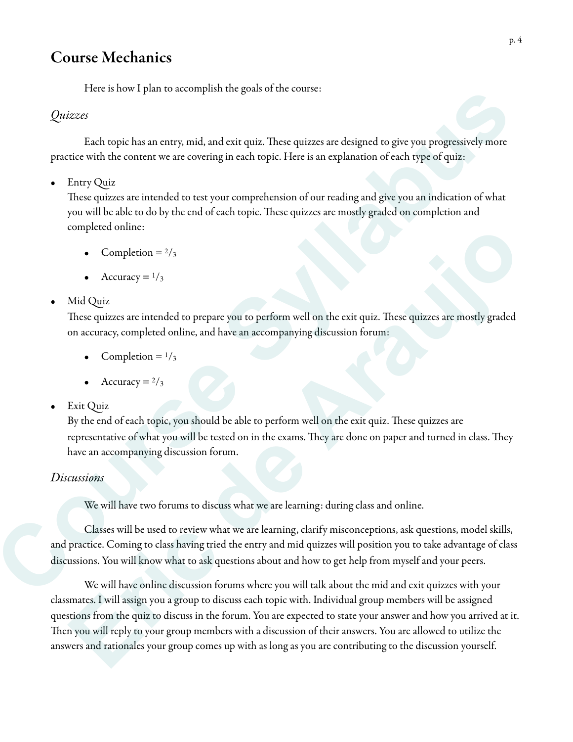# Course Mechanics

Here is how I plan to accomplish the goals of the course:

## *Quizzes*

Each topic has an entry, mid, and exit quiz. These quizzes are designed to give you progressively more practice with the content we are covering in each topic. Here is an explanation of each type of quiz:

- Entry Quiz
  These quizzes are intended to test your comprehension of our reading and give you an indication of what you will be able to do by the end of each topic. These quizzes are mostly graded on completion and completed online:
  - Completion = $2/3$
  - Accuracy = $1/3$
- Mid Quiz
  These quizzes are intended to prepare you to perform well on the exit quiz. These quizzes are mostly graded on accuracy, completed online, and have an accompanying discussion forum:
  - Completion = $1/3$
  - Accuracy = $2/3$
- Exit Quiz
  By the end of each topic, you should be able to perform well on the exit quiz. These quizzes are representative of what you will be tested on in the exams. They are done on paper and turned in class. They have an accompanying discussion forum.

## *Discussions*

We will have two forums to discuss what we are learning: during class and online.

Classes will be used to review what we are learning, clarify misconceptions, ask questions, model skills, and practice. Coming to class having tried the entry and mid quizzes will position you to take advantage of class discussions. You will know what to ask questions about and how to get help from myself and your peers.

We will have online discussion forums where you will talk about the mid and exit quizzes with your classmates. I will assign you a group to discuss each topic with. Individual group members will be assigned questions from the quiz to discuss in the forum. You are expected to state your answer and how you arrived at it. Then you will reply to your group members with a discussion of their answers. You are allowed to utilize the answers and rationales your group comes up with as long as you are contributing to the discussion yourself.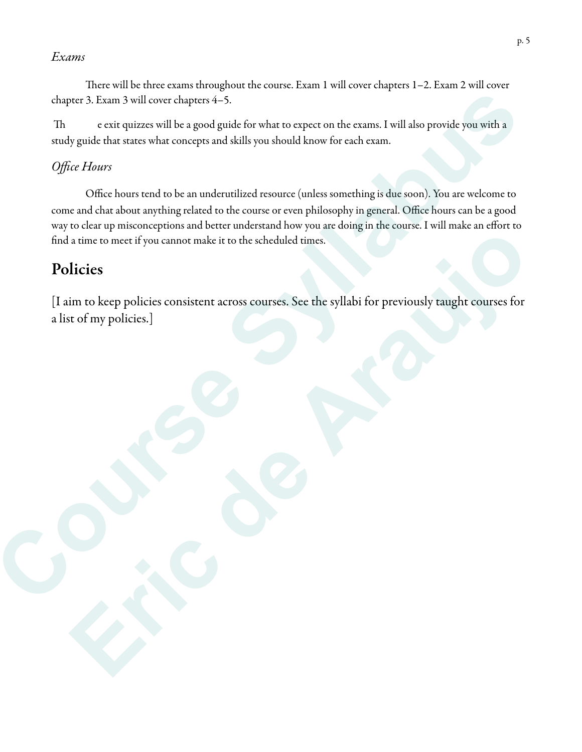*Exams*

There will be three exams throughout the course. Exam 1 will cover chapters 1–2. Exam 2 will cover chapter 3. Exam 3 will cover chapters 4–5.

The exit quizzes will be a good guide for what to expect on the exams. I will also provide you with a study guide that states what concepts and skills you should know for each exam.

*Office Hours*

Office hours tend to be an underutilized resource (unless something is due soon). You are welcome to come and chat about anything related to the course or even philosophy in general. Office hours can be a good way to clear up misconceptions and better understand how you are doing in the course. I will make an effort to find a time to meet if you cannot make it to the scheduled times.

## Policies

[I aim to keep policies consistent across courses. See the syllabi for previously taught courses for a list of my policies.]